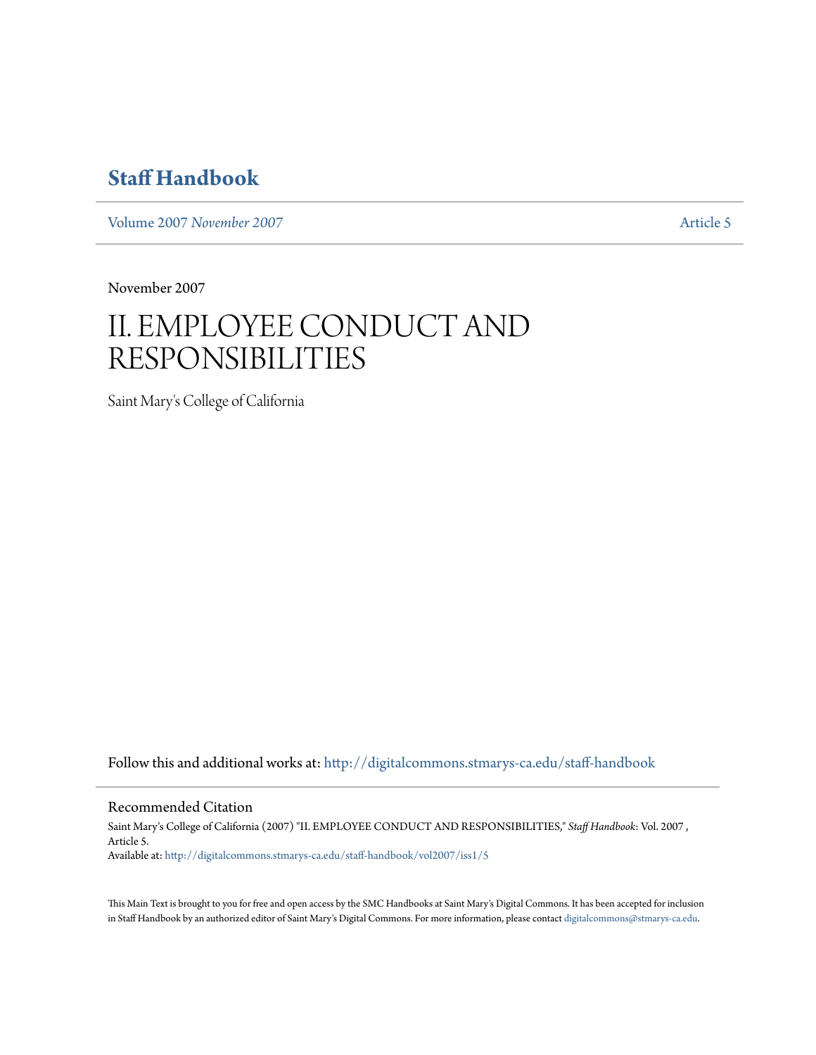# Staff Handbook

Volume 2007 *November 2007* Article 5

November 2007

# II. EMPLOYEE CONDUCT AND RESPONSIBILITIES

Saint Mary's College of California

Follow this and additional works at: http://digitalcommons.stmarys-ca.edu/staff-handbook

## Recommended Citation

Saint Mary's College of California (2007) "II. EMPLOYEE CONDUCT AND RESPONSIBILITIES," *Staff Handbook*: Vol. 2007 , Article 5.
Available at: http://digitalcommons.stmarys-ca.edu/staff-handbook/vol2007/iss1/5

This Main Text is brought to you for free and open access by the SMC Handbooks at Saint Mary's Digital Commons. It has been accepted for inclusion in Staff Handbook by an authorized editor of Saint Mary's Digital Commons. For more information, please contact digitalcommons@stmarys-ca.edu.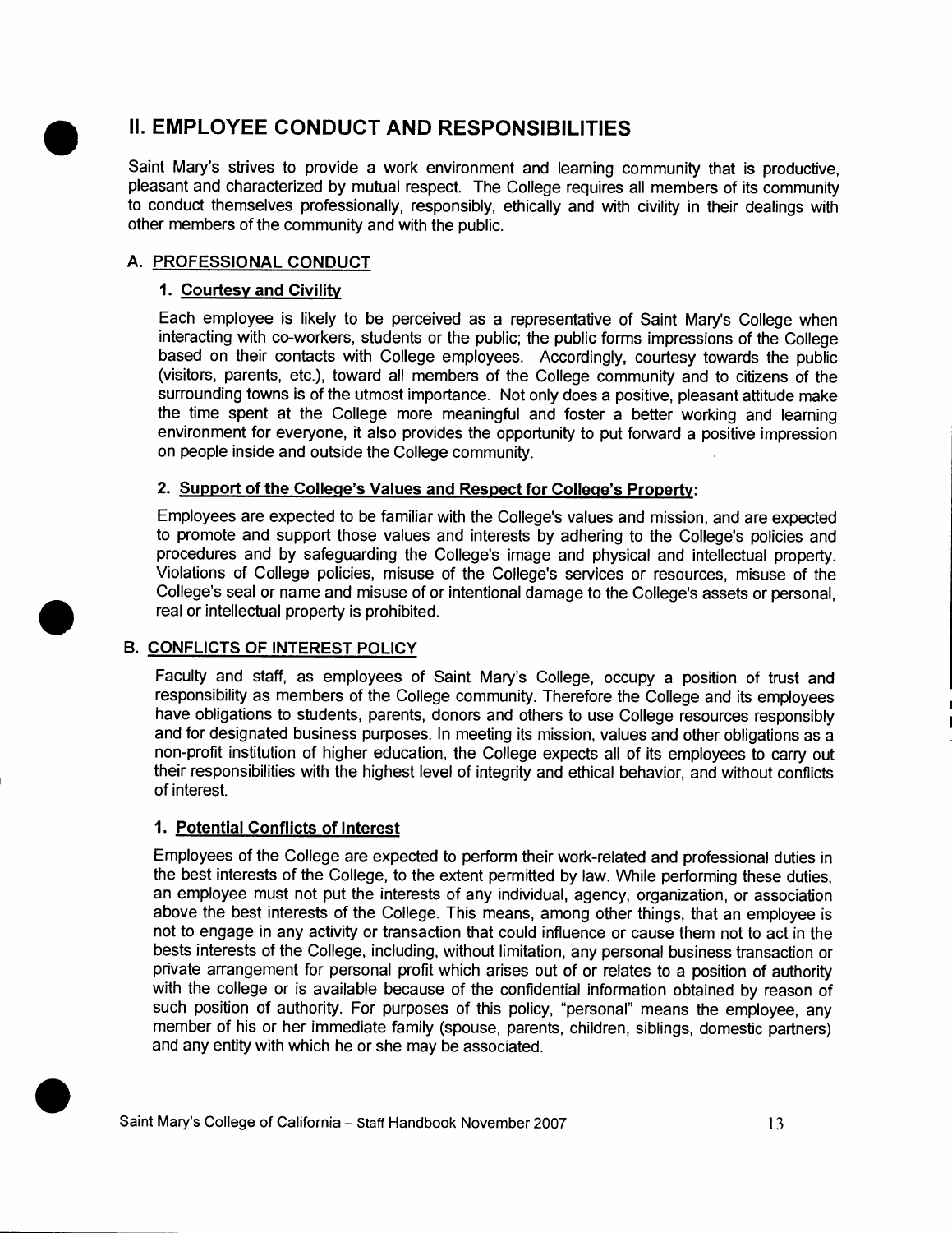# II. EMPLOYEE CONDUCT AND RESPONSIBILITIES

Saint Mary's strives to provide a work environment and learning community that is productive, pleasant and characterized by mutual respect. The College requires all members of its community to conduct themselves professionally, responsibly, ethically and with civility in their dealings with other members of the community and with the public.

## A. PROFESSIONAL CONDUCT

### 1. Courtesy and Civility

Each employee is likely to be perceived as a representative of Saint Mary's College when interacting with co-workers, students or the public; the public forms impressions of the College based on their contacts with College employees. Accordingly, courtesy towards the public (visitors, parents, etc.), toward all members of the College community and to citizens of the surrounding towns is of the utmost importance. Not only does a positive, pleasant attitude make the time spent at the College more meaningful and foster a better working and learning environment for everyone, it also provides the opportunity to put forward a positive impression on people inside and outside the College community.

### 2. Support of the College's Values and Respect for College's Property:

Employees are expected to be familiar with the College's values and mission, and are expected to promote and support those values and interests by adhering to the College's policies and procedures and by safeguarding the College's image and physical and intellectual property. Violations of College policies, misuse of the College's services or resources, misuse of the College's seal or name and misuse of or intentional damage to the College's assets or personal, real or intellectual property is prohibited.

## B. CONFLICTS OF INTEREST POLICY

Faculty and staff, as employees of Saint Mary's College, occupy a position of trust and responsibility as members of the College community. Therefore the College and its employees have obligations to students, parents, donors and others to use College resources responsibly and for designated business purposes. In meeting its mission, values and other obligations as a non-profit institution of higher education, the College expects all of its employees to carry out their responsibilities with the highest level of integrity and ethical behavior, and without conflicts of interest.

### 1. Potential Conflicts of Interest

Employees of the College are expected to perform their work-related and professional duties in the best interests of the College, to the extent permitted by law. While performing these duties, an employee must not put the interests of any individual, agency, organization, or association above the best interests of the College. This means, among other things, that an employee is not to engage in any activity or transaction that could influence or cause them not to act in the bests interests of the College, including, without limitation, any personal business transaction or private arrangement for personal profit which arises out of or relates to a position of authority with the college or is available because of the confidential information obtained by reason of such position of authority. For purposes of this policy, "personal" means the employee, any member of his or her immediate family (spouse, parents, children, siblings, domestic partners) and any entity with which he or she may be associated.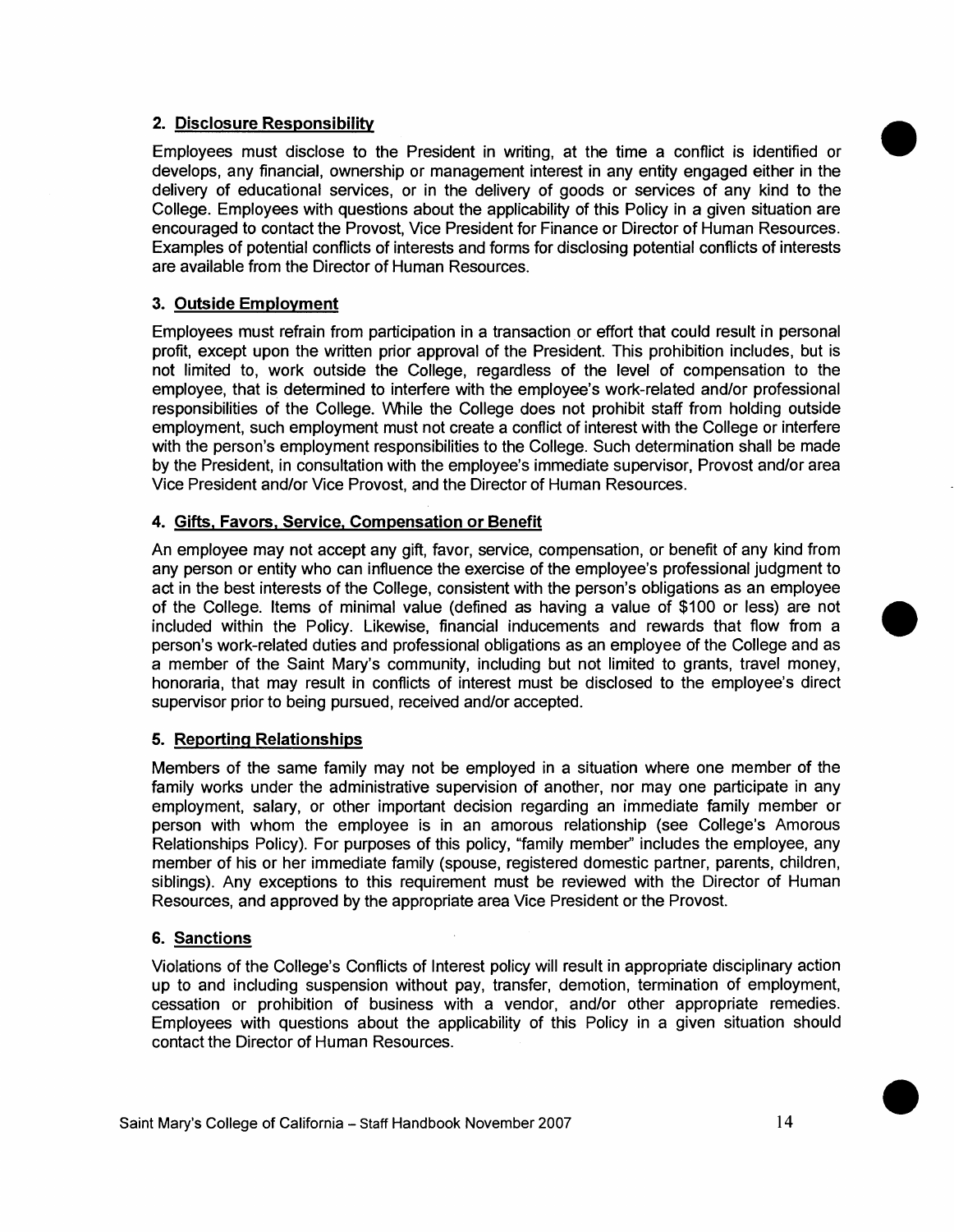## 2. Disclosure Responsibility

Employees must disclose to the President in writing, at the time a conflict is identified or develops, any financial, ownership or management interest in any entity engaged either in the delivery of educational services, or in the delivery of goods or services of any kind to the College. Employees with questions about the applicability of this Policy in a given situation are encouraged to contact the Provost, Vice President for Finance or Director of Human Resources. Examples of potential conflicts of interests and forms for disclosing potential conflicts of interests are available from the Director of Human Resources.

## 3. Outside Employment

Employees must refrain from participation in a transaction or effort that could result in personal profit, except upon the written prior approval of the President. This prohibition includes, but is not limited to, work outside the College, regardless of the level of compensation to the employee, that is determined to interfere with the employee's work-related and/or professional responsibilities of the College. While the College does not prohibit staff from holding outside employment, such employment must not create a conflict of interest with the College or interfere with the person's employment responsibilities to the College. Such determination shall be made by the President, in consultation with the employee's immediate supervisor, Provost and/or area Vice President and/or Vice Provost, and the Director of Human Resources.

## 4. Gifts, Favors, Service, Compensation or Benefit

An employee may not accept any gift, favor, service, compensation, or benefit of any kind from any person or entity who can influence the exercise of the employee's professional judgment to act in the best interests of the College, consistent with the person's obligations as an employee of the College. Items of minimal value (defined as having a value of $100 or less) are not included within the Policy. Likewise, financial inducements and rewards that flow from a person's work-related duties and professional obligations as an employee of the College and as a member of the Saint Mary's community, including but not limited to grants, travel money, honoraria, that may result in conflicts of interest must be disclosed to the employee's direct supervisor prior to being pursued, received and/or accepted.

## 5. Reporting Relationships

Members of the same family may not be employed in a situation where one member of the family works under the administrative supervision of another, nor may one participate in any employment, salary, or other important decision regarding an immediate family member or person with whom the employee is in an amorous relationship (see College's Amorous Relationships Policy). For purposes of this policy, "family member" includes the employee, any member of his or her immediate family (spouse, registered domestic partner, parents, children, siblings). Any exceptions to this requirement must be reviewed with the Director of Human Resources, and approved by the appropriate area Vice President or the Provost.

## 6. Sanctions

Violations of the College's Conflicts of Interest policy will result in appropriate disciplinary action up to and including suspension without pay, transfer, demotion, termination of employment, cessation or prohibition of business with a vendor, and/or other appropriate remedies. Employees with questions about the applicability of this Policy in a given situation should contact the Director of Human Resources.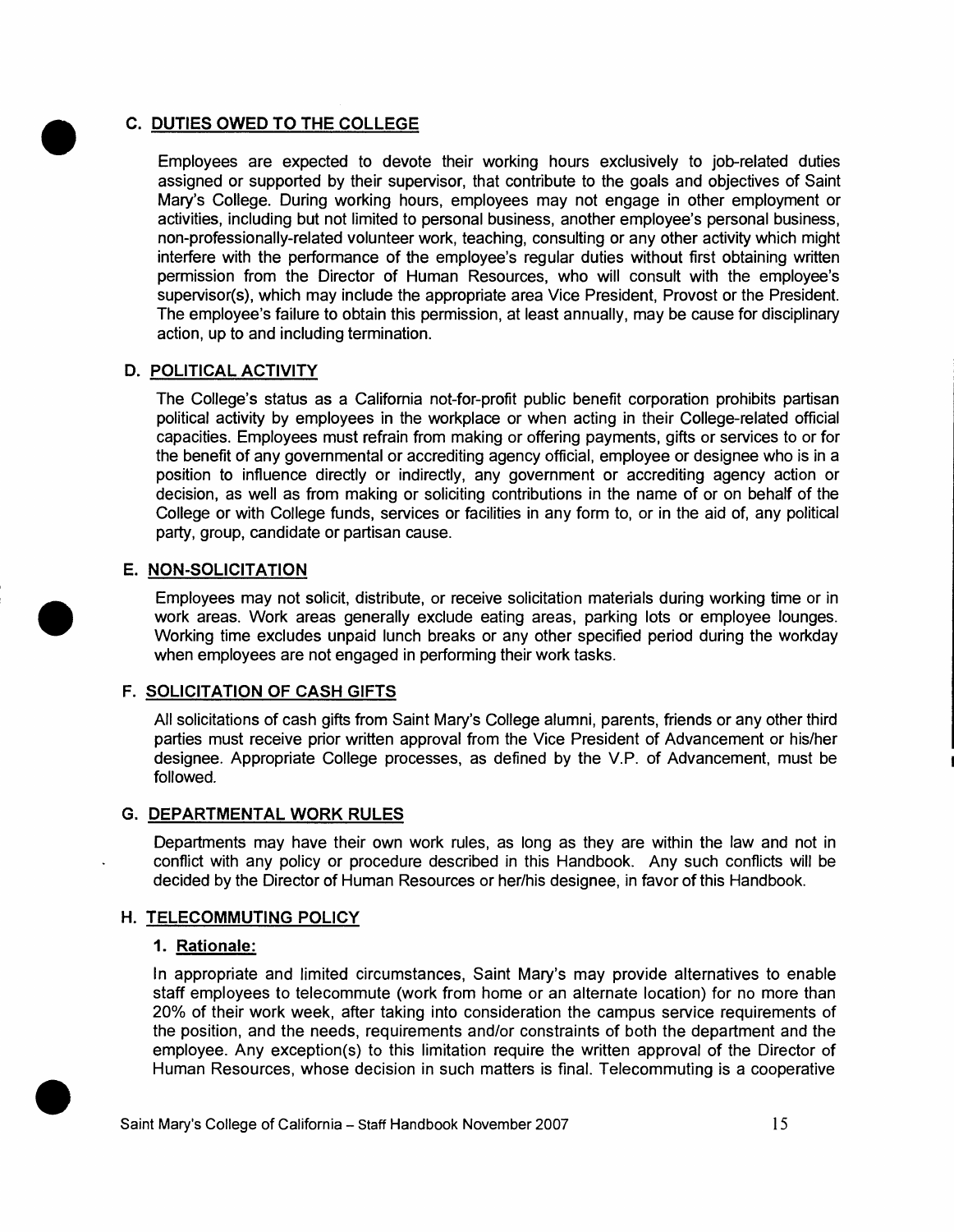### C. DUTIES OWED TO THE COLLEGE

Employees are expected to devote their working hours exclusively to job-related duties assigned or supported by their supervisor, that contribute to the goals and objectives of Saint Mary's College. During working hours, employees may not engage in other employment or activities, including but not limited to personal business, another employee's personal business, non-professionally-related volunteer work, teaching, consulting or any other activity which might interfere with the performance of the employee's regular duties without first obtaining written permission from the Director of Human Resources, who will consult with the employee's supervisor(s), which may include the appropriate area Vice President, Provost or the President. The employee's failure to obtain this permission, at least annually, may be cause for disciplinary action, up to and including termination.

### D. POLITICAL ACTIVITY

The College's status as a California not-for-profit public benefit corporation prohibits partisan political activity by employees in the workplace or when acting in their College-related official capacities. Employees must refrain from making or offering payments, gifts or services to or for the benefit of any governmental or accrediting agency official, employee or designee who is in a position to influence directly or indirectly, any government or accrediting agency action or decision, as well as from making or soliciting contributions in the name of or on behalf of the College or with College funds, services or facilities in any form to, or in the aid of, any political party, group, candidate or partisan cause.

### E. NON-SOLICITATION

Employees may not solicit, distribute, or receive solicitation materials during working time or in work areas. Work areas generally exclude eating areas, parking lots or employee lounges. Working time excludes unpaid lunch breaks or any other specified period during the workday when employees are not engaged in performing their work tasks.

### F. SOLICITATION OF CASH GIFTS

All solicitations of cash gifts from Saint Mary's College alumni, parents, friends or any other third parties must receive prior written approval from the Vice President of Advancement or his/her designee. Appropriate College processes, as defined by the V.P. of Advancement, must be followed.

### G. DEPARTMENTAL WORK RULES

Departments may have their own work rules, as long as they are within the law and not in conflict with any policy or procedure described in this Handbook. Any such conflicts will be decided by the Director of Human Resources or her/his designee, in favor of this Handbook.

### H. TELECOMMUTING POLICY

#### 1. Rationale:

In appropriate and limited circumstances, Saint Mary's may provide alternatives to enable staff employees to telecommute (work from home or an alternate location) for no more than 20% of their work week, after taking into consideration the campus service requirements of the position, and the needs, requirements and/or constraints of both the department and the employee. Any exception(s) to this limitation require the written approval of the Director of Human Resources, whose decision in such matters is final. Telecommuting is a cooperative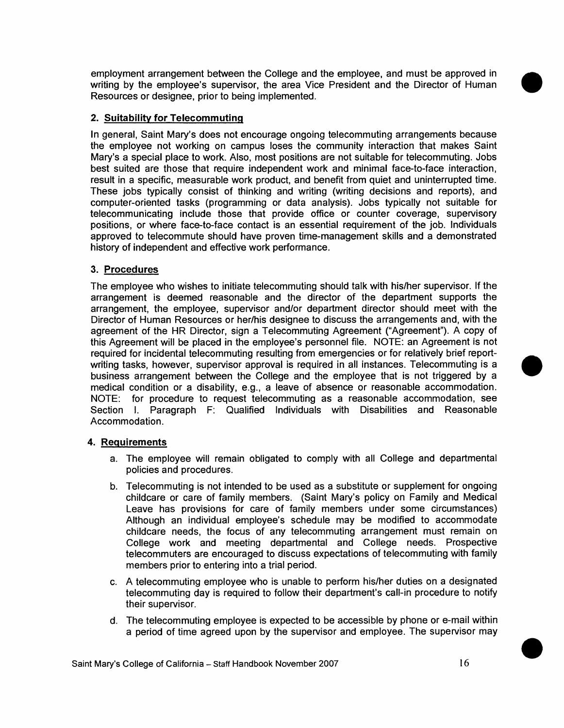employment arrangement between the College and the employee, and must be approved in writing by the employee's supervisor, the area Vice President and the Director of Human Resources or designee, prior to being implemented.

### 2. Suitability for Telecommuting

In general, Saint Mary's does not encourage ongoing telecommuting arrangements because the employee not working on campus loses the community interaction that makes Saint Mary's a special place to work. Also, most positions are not suitable for telecommuting. Jobs best suited are those that require independent work and minimal face-to-face interaction, result in a specific, measurable work product, and benefit from quiet and uninterrupted time. These jobs typically consist of thinking and writing (writing decisions and reports), and computer-oriented tasks (programming or data analysis). Jobs typically not suitable for telecommunicating include those that provide office or counter coverage, supervisory positions, or where face-to-face contact is an essential requirement of the job. Individuals approved to telecommute should have proven time-management skills and a demonstrated history of independent and effective work performance.

### 3. Procedures

The employee who wishes to initiate telecommuting should talk with his/her supervisor. If the arrangement is deemed reasonable and the director of the department supports the arrangement, the employee, supervisor and/or department director should meet with the Director of Human Resources or her/his designee to discuss the arrangements and, with the agreement of the HR Director, sign a Telecommuting Agreement ("Agreement"). A copy of this Agreement will be placed in the employee's personnel file. NOTE: an Agreement is not required for incidental telecommuting resulting from emergencies or for relatively brief report-writing tasks, however, supervisor approval is required in all instances. Telecommuting is a business arrangement between the College and the employee that is not triggered by a medical condition or a disability, e.g., a leave of absence or reasonable accommodation. NOTE: for procedure to request telecommuting as a reasonable accommodation, see Section I. Paragraph F: Qualified Individuals with Disabilities and Reasonable Accommodation.

### 4. Requirements

a. The employee will remain obligated to comply with all College and departmental policies and procedures.

b. Telecommuting is not intended to be used as a substitute or supplement for ongoing childcare or care of family members. (Saint Mary's policy on Family and Medical Leave has provisions for care of family members under some circumstances) Although an individual employee's schedule may be modified to accommodate childcare needs, the focus of any telecommuting arrangement must remain on College work and meeting departmental and College needs. Prospective telecommuters are encouraged to discuss expectations of telecommuting with family members prior to entering into a trial period.

c. A telecommuting employee who is unable to perform his/her duties on a designated telecommuting day is required to follow their department's call-in procedure to notify their supervisor.

d. The telecommuting employee is expected to be accessible by phone or e-mail within a period of time agreed upon by the supervisor and employee. The supervisor may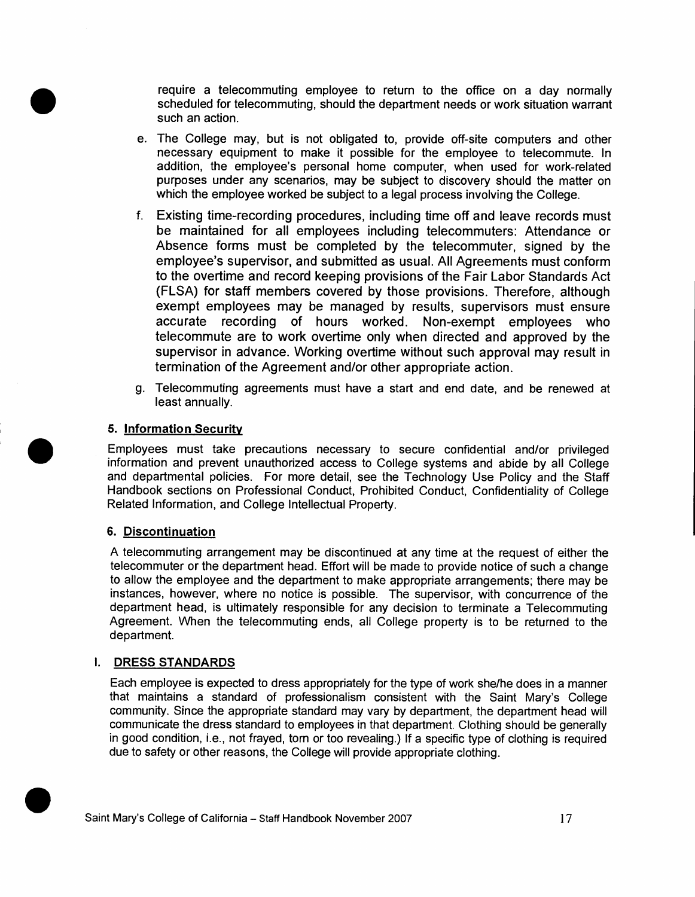require a telecommuting employee to return to the office on a day normally scheduled for telecommuting, should the department needs or work situation warrant such an action.

e. The College may, but is not obligated to, provide off-site computers and other necessary equipment to make it possible for the employee to telecommute. In addition, the employee's personal home computer, when used for work-related purposes under any scenarios, may be subject to discovery should the matter on which the employee worked be subject to a legal process involving the College.

f. Existing time-recording procedures, including time off and leave records must be maintained for all employees including telecommuters: Attendance or Absence forms must be completed by the telecommuter, signed by the employee's supervisor, and submitted as usual. All Agreements must conform to the overtime and record keeping provisions of the Fair Labor Standards Act (FLSA) for staff members covered by those provisions. Therefore, although exempt employees may be managed by results, supervisors must ensure accurate recording of hours worked. Non-exempt employees who telecommute are to work overtime only when directed and approved by the supervisor in advance. Working overtime without such approval may result in termination of the Agreement and/or other appropriate action.

g. Telecommuting agreements must have a start and end date, and be renewed at least annually.

#### 5. Information Security

Employees must take precautions necessary to secure confidential and/or privileged information and prevent unauthorized access to College systems and abide by all College and departmental policies. For more detail, see the Technology Use Policy and the Staff Handbook sections on Professional Conduct, Prohibited Conduct, Confidentiality of College Related Information, and College Intellectual Property.

#### 6. Discontinuation

A telecommuting arrangement may be discontinued at any time at the request of either the telecommuter or the department head. Effort will be made to provide notice of such a change to allow the employee and the department to make appropriate arrangements; there may be instances, however, where no notice is possible. The supervisor, with concurrence of the department head, is ultimately responsible for any decision to terminate a Telecommuting Agreement. When the telecommuting ends, all College property is to be returned to the department.

### I. DRESS STANDARDS

Each employee is expected to dress appropriately for the type of work she/he does in a manner that maintains a standard of professionalism consistent with the Saint Mary's College community. Since the appropriate standard may vary by department, the department head will communicate the dress standard to employees in that department. Clothing should be generally in good condition, i.e., not frayed, torn or too revealing.) If a specific type of clothing is required due to safety or other reasons, the College will provide appropriate clothing.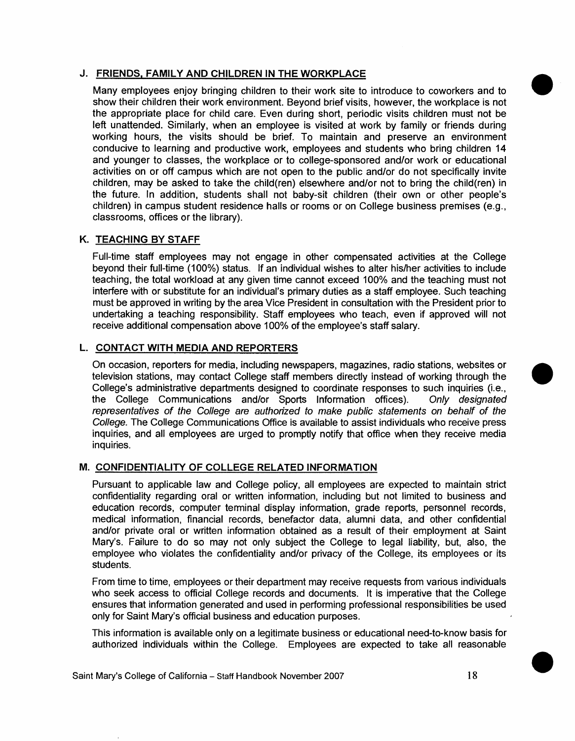### J. FRIENDS, FAMILY AND CHILDREN IN THE WORKPLACE

Many employees enjoy bringing children to their work site to introduce to coworkers and to show their children their work environment. Beyond brief visits, however, the workplace is not the appropriate place for child care. Even during short, periodic visits children must not be left unattended. Similarly, when an employee is visited at work by family or friends during working hours, the visits should be brief. To maintain and preserve an environment conducive to learning and productive work, employees and students who bring children 14 and younger to classes, the workplace or to college-sponsored and/or work or educational activities on or off campus which are not open to the public and/or do not specifically invite children, may be asked to take the child(ren) elsewhere and/or not to bring the child(ren) in the future. In addition, students shall not baby-sit children (their own or other people's children) in campus student residence halls or rooms or on College business premises (e.g., classrooms, offices or the library).

### K. TEACHING BY STAFF

Full-time staff employees may not engage in other compensated activities at the College beyond their full-time (100%) status. If an individual wishes to alter his/her activities to include teaching, the total workload at any given time cannot exceed 100% and the teaching must not interfere with or substitute for an individual's primary duties as a staff employee. Such teaching must be approved in writing by the area Vice President in consultation with the President prior to undertaking a teaching responsibility. Staff employees who teach, even if approved will not receive additional compensation above 100% of the employee's staff salary.

### L. CONTACT WITH MEDIA AND REPORTERS

On occasion, reporters for media, including newspapers, magazines, radio stations, websites or television stations, may contact College staff members directly instead of working through the College's administrative departments designed to coordinate responses to such inquiries (i.e., the College Communications and/or Sports Information offices). *Only designated representatives of the College are authorized to make public statements on behalf of the College.* The College Communications Office is available to assist individuals who receive press inquiries, and all employees are urged to promptly notify that office when they receive media inquiries.

### M. CONFIDENTIALITY OF COLLEGE RELATED INFORMATION

Pursuant to applicable law and College policy, all employees are expected to maintain strict confidentiality regarding oral or written information, including but not limited to business and education records, computer terminal display information, grade reports, personnel records, medical information, financial records, benefactor data, alumni data, and other confidential and/or private oral or written information obtained as a result of their employment at Saint Mary's. Failure to do so may not only subject the College to legal liability, but, also, the employee who violates the confidentiality and/or privacy of the College, its employees or its students.

From time to time, employees or their department may receive requests from various individuals who seek access to official College records and documents. It is imperative that the College ensures that information generated and used in performing professional responsibilities be used only for Saint Mary's official business and education purposes.

This information is available only on a legitimate business or educational need-to-know basis for authorized individuals within the College. Employees are expected to take all reasonable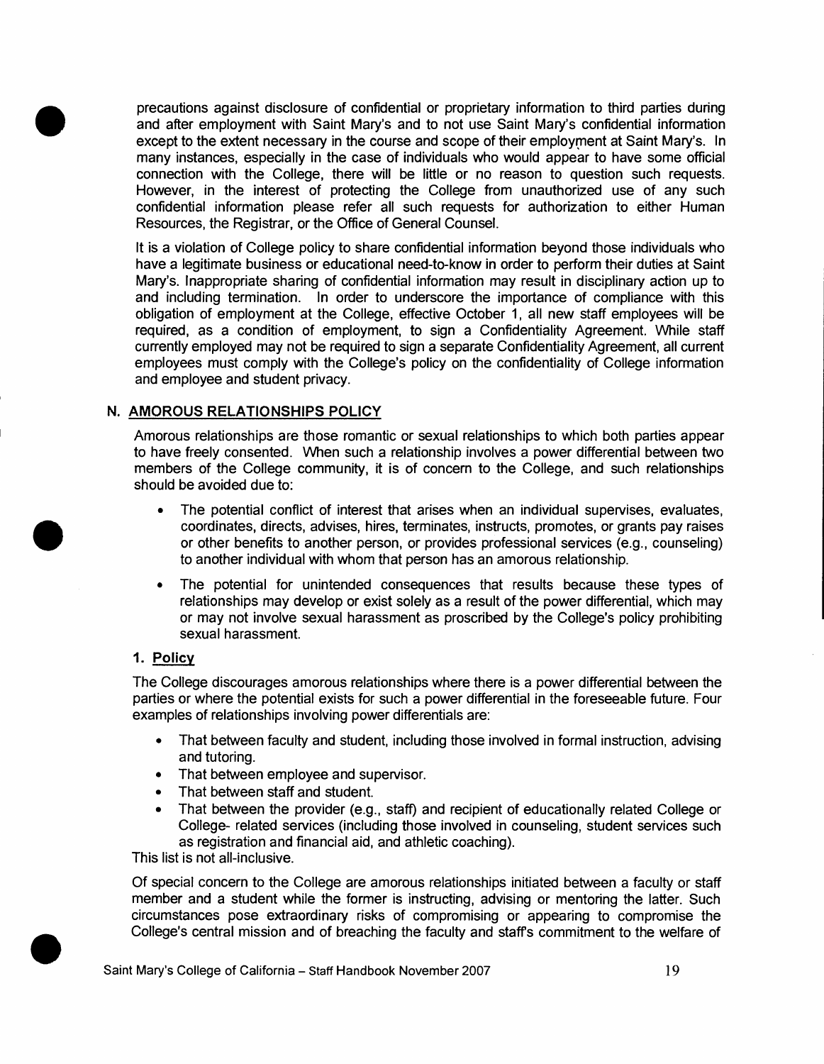precautions against disclosure of confidential or proprietary information to third parties during and after employment with Saint Mary's and to not use Saint Mary's confidential information except to the extent necessary in the course and scope of their employment at Saint Mary's. In many instances, especially in the case of individuals who would appear to have some official connection with the College, there will be little or no reason to question such requests. However, in the interest of protecting the College from unauthorized use of any such confidential information please refer all such requests for authorization to either Human Resources, the Registrar, or the Office of General Counsel.

It is a violation of College policy to share confidential information beyond those individuals who have a legitimate business or educational need-to-know in order to perform their duties at Saint Mary's. Inappropriate sharing of confidential information may result in disciplinary action up to and including termination. In order to underscore the importance of compliance with this obligation of employment at the College, effective October 1, all new staff employees will be required, as a condition of employment, to sign a Confidentiality Agreement. While staff currently employed may not be required to sign a separate Confidentiality Agreement, all current employees must comply with the College's policy on the confidentiality of College information and employee and student privacy.

## N. AMOROUS RELATIONSHIPS POLICY

Amorous relationships are those romantic or sexual relationships to which both parties appear to have freely consented. When such a relationship involves a power differential between two members of the College community, it is of concern to the College, and such relationships should be avoided due to:

- The potential conflict of interest that arises when an individual supervises, evaluates, coordinates, directs, advises, hires, terminates, instructs, promotes, or grants pay raises or other benefits to another person, or provides professional services (e.g., counseling) to another individual with whom that person has an amorous relationship.
- The potential for unintended consequences that results because these types of relationships may develop or exist solely as a result of the power differential, which may or may not involve sexual harassment as proscribed by the College's policy prohibiting sexual harassment.

### 1. Policy

The College discourages amorous relationships where there is a power differential between the parties or where the potential exists for such a power differential in the foreseeable future. Four examples of relationships involving power differentials are:

- That between faculty and student, including those involved in formal instruction, advising and tutoring.
- That between employee and supervisor.
- That between staff and student.
- That between the provider (e.g., staff) and recipient of educationally related College or College- related services (including those involved in counseling, student services such as registration and financial aid, and athletic coaching).

This list is not all-inclusive.

Of special concern to the College are amorous relationships initiated between a faculty or staff member and a student while the former is instructing, advising or mentoring the latter. Such circumstances pose extraordinary risks of compromising or appearing to compromise the College's central mission and of breaching the faculty and staff's commitment to the welfare of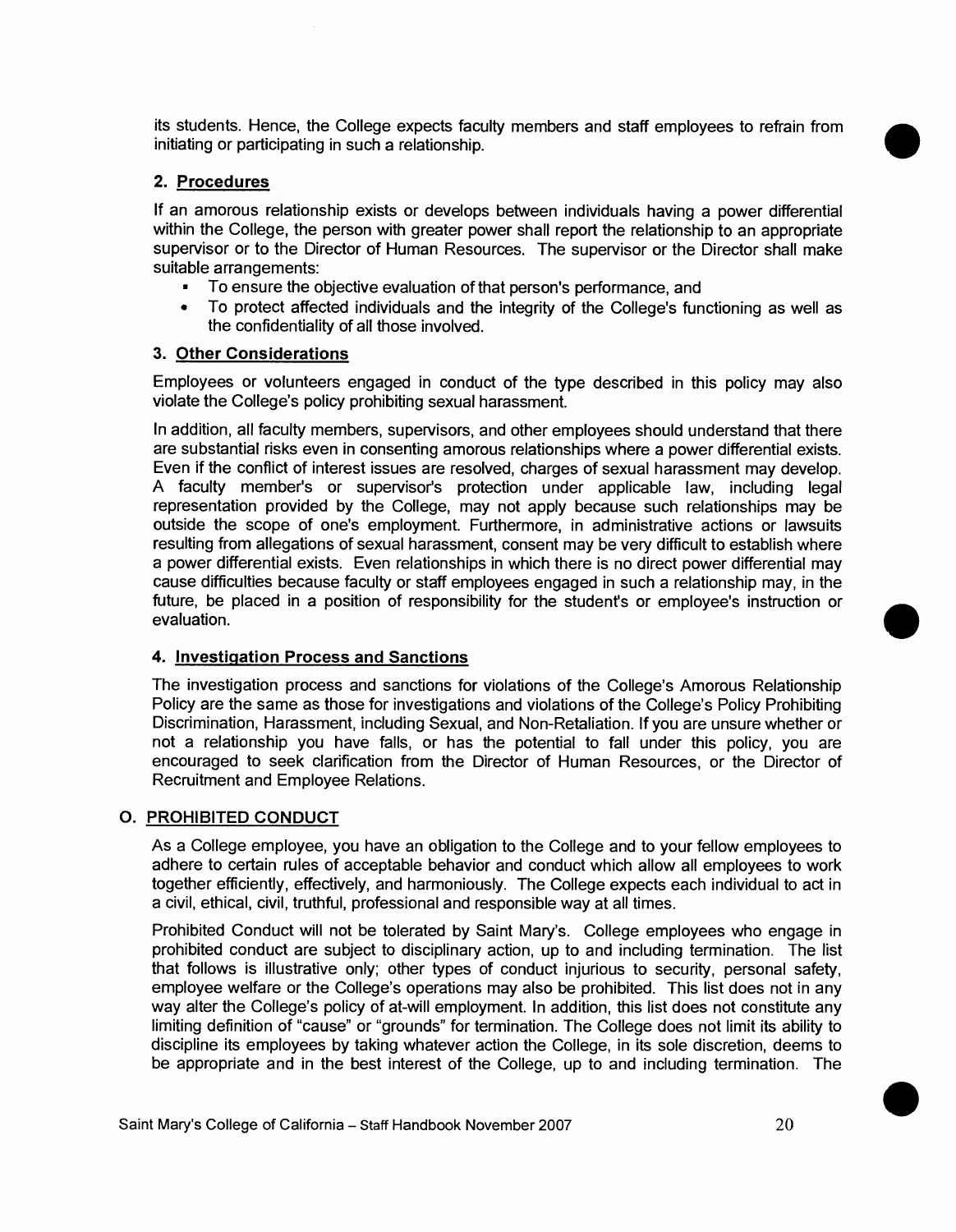its students. Hence, the College expects faculty members and staff employees to refrain from initiating or participating in such a relationship.

### 2. Procedures

If an amorous relationship exists or develops between individuals having a power differential within the College, the person with greater power shall report the relationship to an appropriate supervisor or to the Director of Human Resources. The supervisor or the Director shall make suitable arrangements:

- To ensure the objective evaluation of that person's performance, and
- To protect affected individuals and the integrity of the College's functioning as well as the confidentiality of all those involved.

### 3. Other Considerations

Employees or volunteers engaged in conduct of the type described in this policy may also violate the College's policy prohibiting sexual harassment.

In addition, all faculty members, supervisors, and other employees should understand that there are substantial risks even in consenting amorous relationships where a power differential exists. Even if the conflict of interest issues are resolved, charges of sexual harassment may develop. A faculty member's or supervisor's protection under applicable law, including legal representation provided by the College, may not apply because such relationships may be outside the scope of one's employment. Furthermore, in administrative actions or lawsuits resulting from allegations of sexual harassment, consent may be very difficult to establish where a power differential exists. Even relationships in which there is no direct power differential may cause difficulties because faculty or staff employees engaged in such a relationship may, in the future, be placed in a position of responsibility for the student's or employee's instruction or evaluation.

### 4. Investigation Process and Sanctions

The investigation process and sanctions for violations of the College's Amorous Relationship Policy are the same as those for investigations and violations of the College's Policy Prohibiting Discrimination, Harassment, including Sexual, and Non-Retaliation. If you are unsure whether or not a relationship you have falls, or has the potential to fall under this policy, you are encouraged to seek clarification from the Director of Human Resources, or the Director of Recruitment and Employee Relations.

## O. PROHIBITED CONDUCT

As a College employee, you have an obligation to the College and to your fellow employees to adhere to certain rules of acceptable behavior and conduct which allow all employees to work together efficiently, effectively, and harmoniously. The College expects each individual to act in a civil, ethical, civil, truthful, professional and responsible way at all times.

Prohibited Conduct will not be tolerated by Saint Mary's. College employees who engage in prohibited conduct are subject to disciplinary action, up to and including termination. The list that follows is illustrative only; other types of conduct injurious to security, personal safety, employee welfare or the College's operations may also be prohibited. This list does not in any way alter the College's policy of at-will employment. In addition, this list does not constitute any limiting definition of "cause" or "grounds" for termination. The College does not limit its ability to discipline its employees by taking whatever action the College, in its sole discretion, deems to be appropriate and in the best interest of the College, up to and including termination. The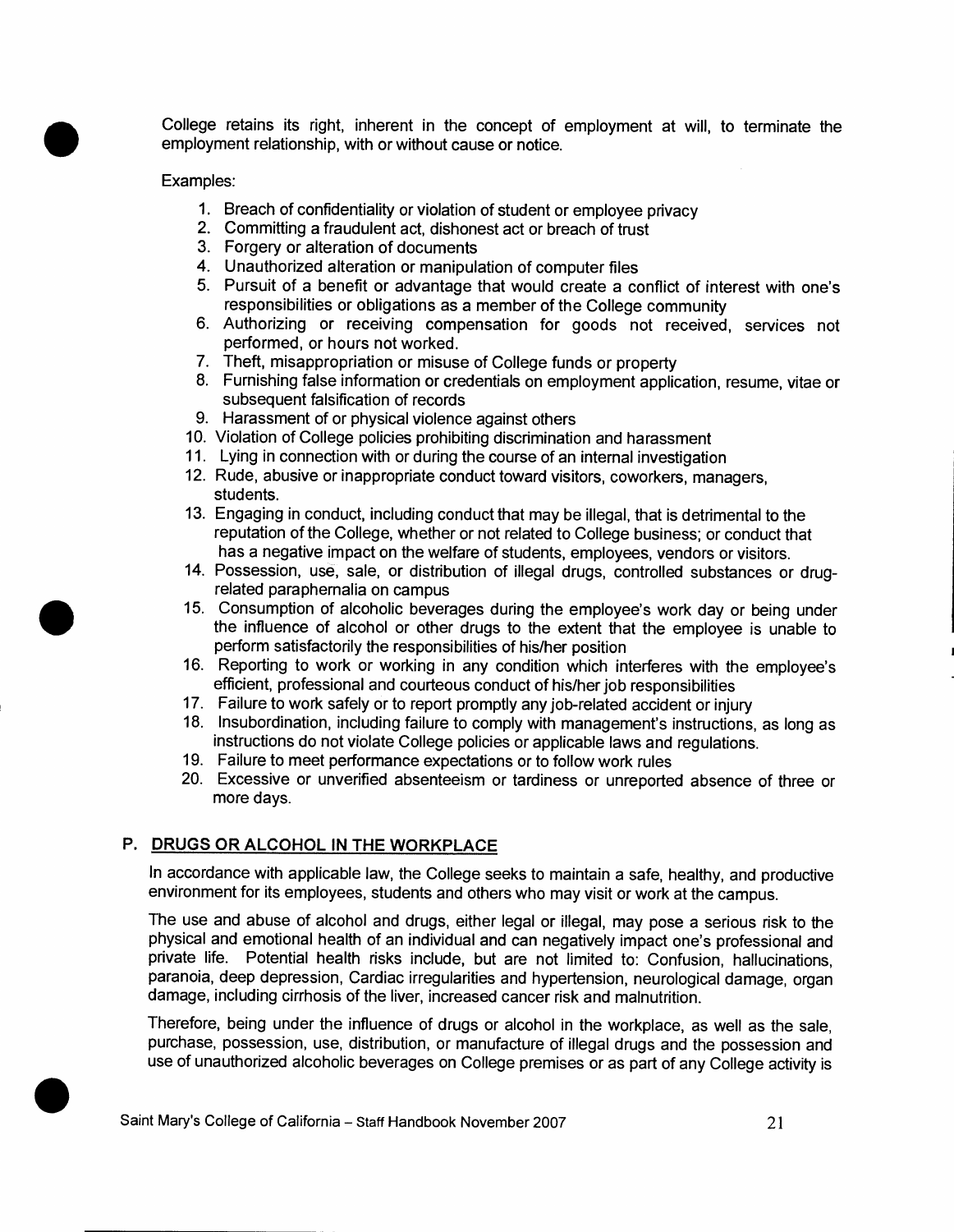College retains its right, inherent in the concept of employment at will, to terminate the employment relationship, with or without cause or notice.

Examples:

1. Breach of confidentiality or violation of student or employee privacy
2. Committing a fraudulent act, dishonest act or breach of trust
3. Forgery or alteration of documents
4. Unauthorized alteration or manipulation of computer files
5. Pursuit of a benefit or advantage that would create a conflict of interest with one's responsibilities or obligations as a member of the College community
6. Authorizing or receiving compensation for goods not received, services not performed, or hours not worked.
7. Theft, misappropriation or misuse of College funds or property
8. Furnishing false information or credentials on employment application, resume, vitae or subsequent falsification of records
9. Harassment of or physical violence against others
10. Violation of College policies prohibiting discrimination and harassment
11. Lying in connection with or during the course of an internal investigation
12. Rude, abusive or inappropriate conduct toward visitors, coworkers, managers, students.
13. Engaging in conduct, including conduct that may be illegal, that is detrimental to the reputation of the College, whether or not related to College business; or conduct that has a negative impact on the welfare of students, employees, vendors or visitors.
14. Possession, use, sale, or distribution of illegal drugs, controlled substances or drug-related paraphernalia on campus
15. Consumption of alcoholic beverages during the employee's work day or being under the influence of alcohol or other drugs to the extent that the employee is unable to perform satisfactorily the responsibilities of his/her position
16. Reporting to work or working in any condition which interferes with the employee's efficient, professional and courteous conduct of his/her job responsibilities
17. Failure to work safely or to report promptly any job-related accident or injury
18. Insubordination, including failure to comply with management's instructions, as long as instructions do not violate College policies or applicable laws and regulations.
19. Failure to meet performance expectations or to follow work rules
20. Excessive or unverified absenteeism or tardiness or unreported absence of three or more days.

## P. DRUGS OR ALCOHOL IN THE WORKPLACE

In accordance with applicable law, the College seeks to maintain a safe, healthy, and productive environment for its employees, students and others who may visit or work at the campus.

The use and abuse of alcohol and drugs, either legal or illegal, may pose a serious risk to the physical and emotional health of an individual and can negatively impact one's professional and private life. Potential health risks include, but are not limited to: Confusion, hallucinations, paranoia, deep depression, Cardiac irregularities and hypertension, neurological damage, organ damage, including cirrhosis of the liver, increased cancer risk and malnutrition.

Therefore, being under the influence of drugs or alcohol in the workplace, as well as the sale, purchase, possession, use, distribution, or manufacture of illegal drugs and the possession and use of unauthorized alcoholic beverages on College premises or as part of any College activity is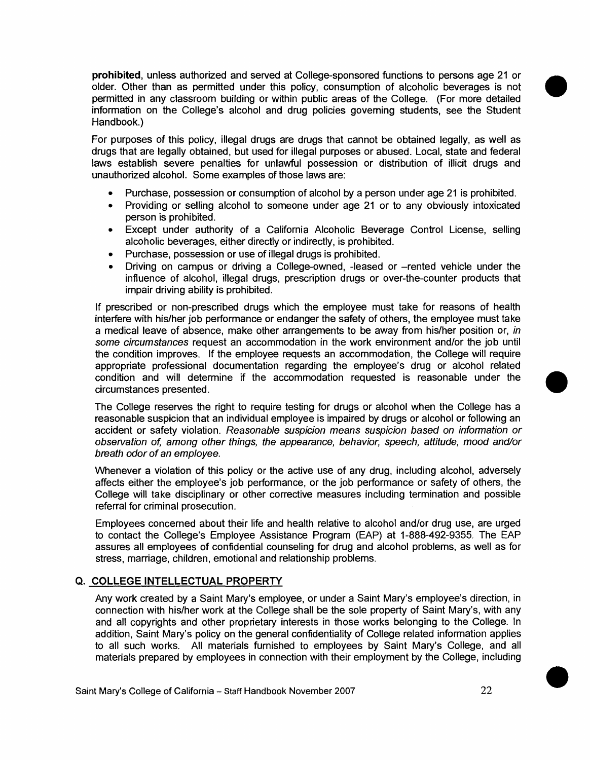**prohibited**, unless authorized and served at College-sponsored functions to persons age 21 or older. Other than as permitted under this policy, consumption of alcoholic beverages is not permitted in any classroom building or within public areas of the College. (For more detailed information on the College's alcohol and drug policies governing students, see the Student Handbook.)

For purposes of this policy, illegal drugs are drugs that cannot be obtained legally, as well as drugs that are legally obtained, but used for illegal purposes or abused. Local, state and federal laws establish severe penalties for unlawful possession or distribution of illicit drugs and unauthorized alcohol. Some examples of those laws are:

- Purchase, possession or consumption of alcohol by a person under age 21 is prohibited.
- Providing or selling alcohol to someone under age 21 or to any obviously intoxicated person is prohibited.
- Except under authority of a California Alcoholic Beverage Control License, selling alcoholic beverages, either directly or indirectly, is prohibited.
- Purchase, possession or use of illegal drugs is prohibited.
- Driving on campus or driving a College-owned, -leased or –rented vehicle under the influence of alcohol, illegal drugs, prescription drugs or over-the-counter products that impair driving ability is prohibited.

If prescribed or non-prescribed drugs which the employee must take for reasons of health interfere with his/her job performance or endanger the safety of others, the employee must take a medical leave of absence, make other arrangements to be away from his/her position or, *in some circumstances* request an accommodation in the work environment and/or the job until the condition improves. If the employee requests an accommodation, the College will require appropriate professional documentation regarding the employee's drug or alcohol related condition and will determine if the accommodation requested is reasonable under the circumstances presented.

The College reserves the right to require testing for drugs or alcohol when the College has a reasonable suspicion that an individual employee is impaired by drugs or alcohol or following an accident or safety violation. *Reasonable suspicion means suspicion based on information or observation of, among other things, the appearance, behavior, speech, attitude, mood and/or breath odor of an employee.*

Whenever a violation of this policy or the active use of any drug, including alcohol, adversely affects either the employee's job performance, or the job performance or safety of others, the College will take disciplinary or other corrective measures including termination and possible referral for criminal prosecution.

Employees concerned about their life and health relative to alcohol and/or drug use, are urged to contact the College's Employee Assistance Program (EAP) at 1-888-492-9355. The EAP assures all employees of confidential counseling for drug and alcohol problems, as well as for stress, marriage, children, emotional and relationship problems.

## Q. COLLEGE INTELLECTUAL PROPERTY

Any work created by a Saint Mary's employee, or under a Saint Mary's employee's direction, in connection with his/her work at the College shall be the sole property of Saint Mary's, with any and all copyrights and other proprietary interests in those works belonging to the College. In addition, Saint Mary's policy on the general confidentiality of College related information applies to all such works. All materials furnished to employees by Saint Mary's College, and all materials prepared by employees in connection with their employment by the College, including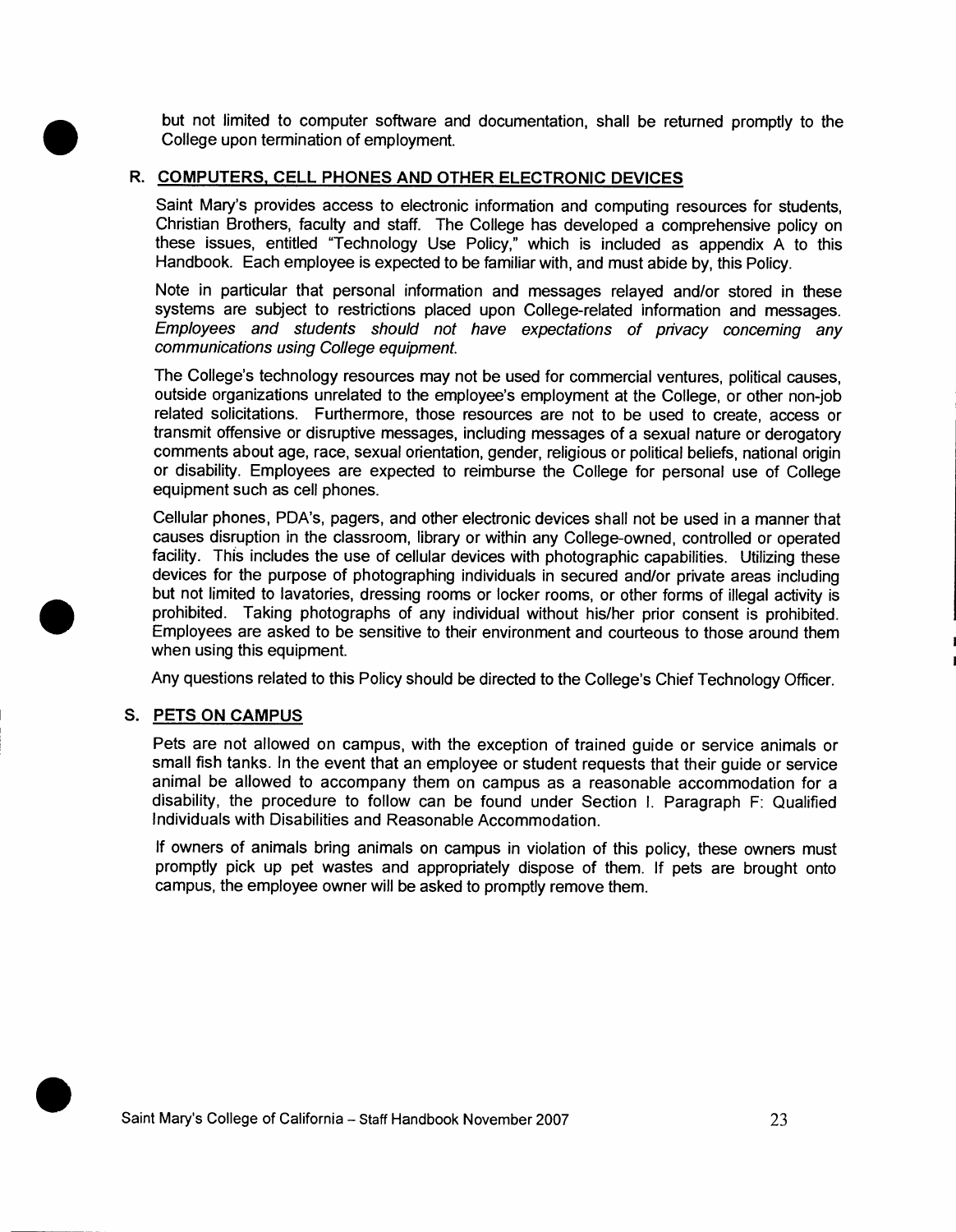but not limited to computer software and documentation, shall be returned promptly to the College upon termination of employment.

## R. COMPUTERS, CELL PHONES AND OTHER ELECTRONIC DEVICES

Saint Mary's provides access to electronic information and computing resources for students, Christian Brothers, faculty and staff. The College has developed a comprehensive policy on these issues, entitled "Technology Use Policy," which is included as appendix A to this Handbook. Each employee is expected to be familiar with, and must abide by, this Policy.

Note in particular that personal information and messages relayed and/or stored in these systems are subject to restrictions placed upon College-related information and messages. *Employees and students should not have expectations of privacy concerning any communications using College equipment.*

The College's technology resources may not be used for commercial ventures, political causes, outside organizations unrelated to the employee's employment at the College, or other non-job related solicitations. Furthermore, those resources are not to be used to create, access or transmit offensive or disruptive messages, including messages of a sexual nature or derogatory comments about age, race, sexual orientation, gender, religious or political beliefs, national origin or disability. Employees are expected to reimburse the College for personal use of College equipment such as cell phones.

Cellular phones, PDA's, pagers, and other electronic devices shall not be used in a manner that causes disruption in the classroom, library or within any College-owned, controlled or operated facility. This includes the use of cellular devices with photographic capabilities. Utilizing these devices for the purpose of photographing individuals in secured and/or private areas including but not limited to lavatories, dressing rooms or locker rooms, or other forms of illegal activity is prohibited. Taking photographs of any individual without his/her prior consent is prohibited. Employees are asked to be sensitive to their environment and courteous to those around them when using this equipment.

Any questions related to this Policy should be directed to the College's Chief Technology Officer.

## S. PETS ON CAMPUS

Pets are not allowed on campus, with the exception of trained guide or service animals or small fish tanks. In the event that an employee or student requests that their guide or service animal be allowed to accompany them on campus as a reasonable accommodation for a disability, the procedure to follow can be found under Section I. Paragraph F: Qualified Individuals with Disabilities and Reasonable Accommodation.

If owners of animals bring animals on campus in violation of this policy, these owners must promptly pick up pet wastes and appropriately dispose of them. If pets are brought onto campus, the employee owner will be asked to promptly remove them.